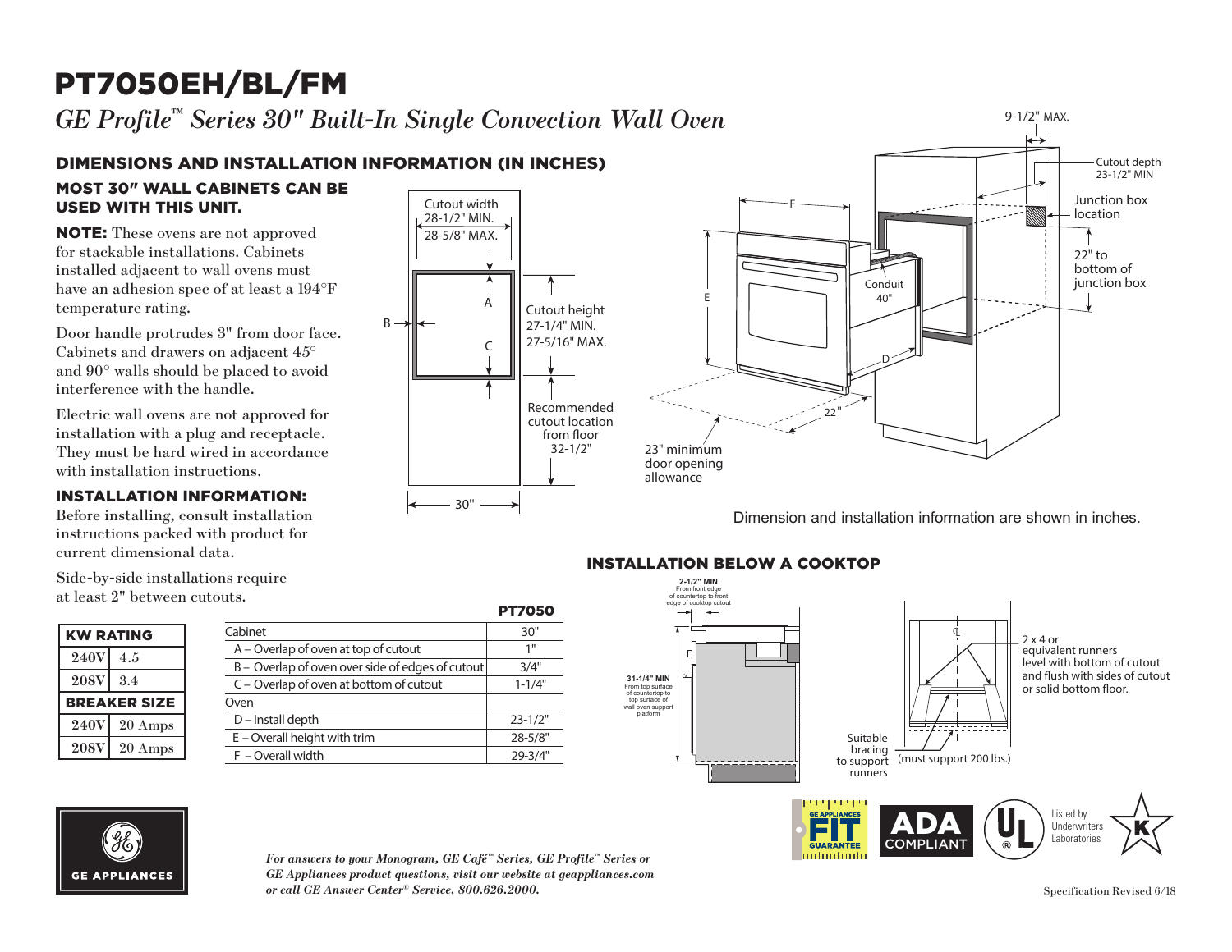# PT7050EH/BL/FM

*GE Profile™ Series 30" Built-In Single Convection Wall Oven*

## DIMENSIONS AND INSTALLATION INFORMATION (IN INCHES)

### MOST 30" WALL CABINETS CAN BE USED WITH THIS UNIT.

**NOTE:** These ovens are not approved for stackable installations. Cabinets installed adjacent to wall ovens must have an adhesion spec of at least a 194°F temperature rating.

Door handle protrudes 3" from door face. Cabinets and drawers on adjacent 45° and 90° walls should be placed to avoid interference with the handle.

Electric wall ovens are not approved for installation with a plug and receptacle. They must be hard wired in accordance with installation instructions.

### INSTALLATION INFORMATION:

Before installing, consult installation instructions packed with product for current dimensional data.

Side-by-side installations require at least 2" between cutouts.

Cutout width 28-1/2" MIN. 28-5/8" MAX.

Cutout height 27-1/4" MIN. 27-5/16" MAX.

Recommended cutout location from floor 32-1/2"

30"

9-1/2" MAX.

Cutout depth 23-1/2" MIN

Junction box location

22" to bottom of junction box

Conduit 40"

23" minimum door opening allowance

22"

Dimension and installation information are shown in inches.

| KW RATING | |
|---|---|
| 240V | 4.5 |
| 208V | 3.4 |
| **BREAKER SIZE** | |
| 240V | 20 Amps |
| 208V | 20 Amps |

| | PT7050 |
|---|---|
| Cabinet | 30" |
| A – Overlap of oven at top of cutout | 1" |
| B – Overlap of oven over side of edges of cutout | 3/4" |
| C – Overlap of oven at bottom of cutout | 1-1/4" |
| Oven | |
| D – Install depth | 23-1/2" |
| E – Overall height with trim | 28-5/8" |
| F – Overall width | 29-3/4" |

### INSTALLATION BELOW A COOKTOP

2-1/2" MIN From front edge of countertop to front edge of cooktop cutout

31-1/4" MIN From top surface of countertop to top surface of wall oven support platform

2 x 4 or equivalent runners level with bottom of cutout and flush with sides of cutout or solid bottom floor.

Suitable bracing to support runners (must support 200 lbs.)

Listed by Underwriters Laboratories

*For answers to your Monogram, GE Café™ Series, GE Profile™ Series or GE Appliances product questions, visit our website at geappliances.com or call GE Answer Center® Service, 800.626.2000.*

Specification Revised 6/18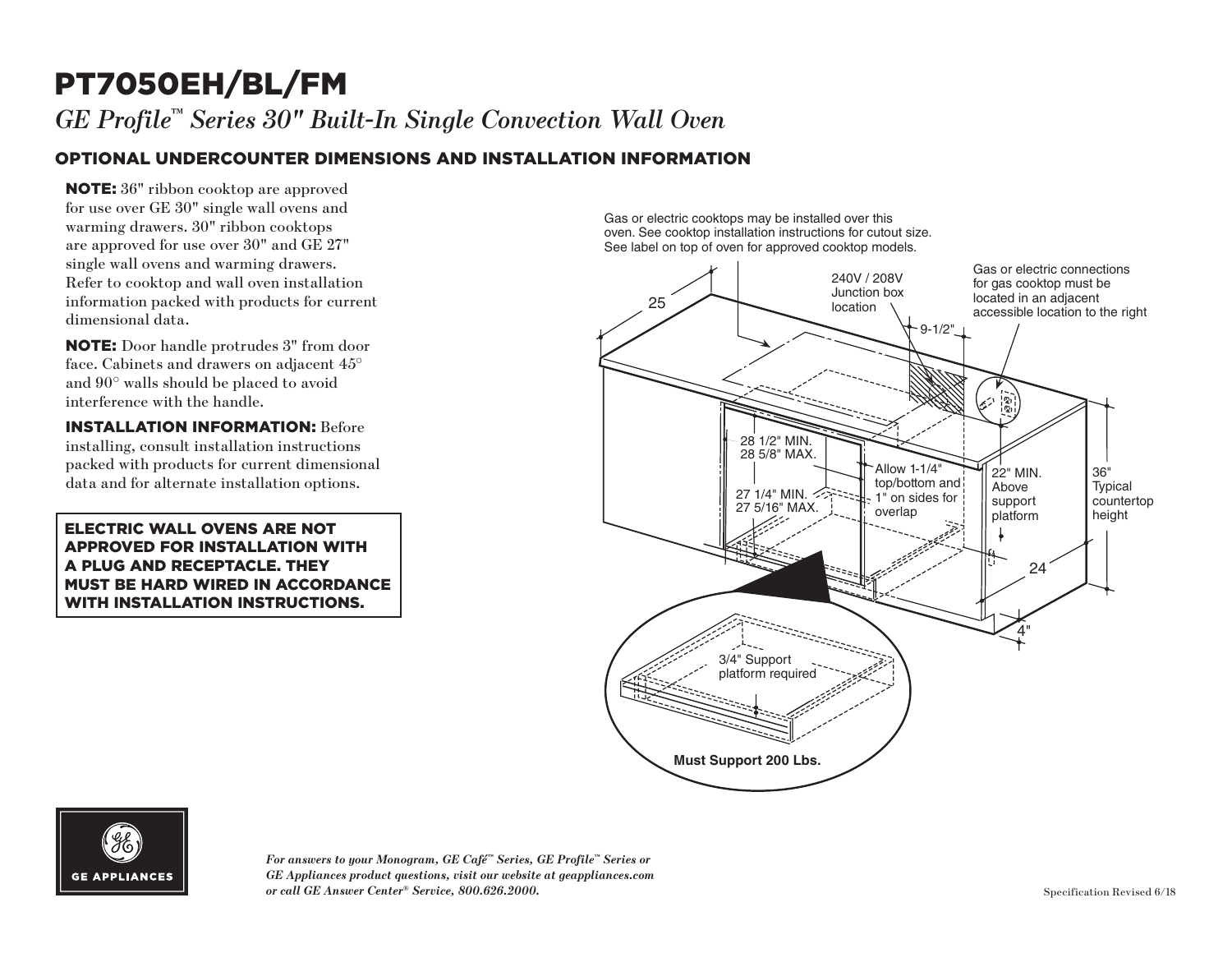# PT7050EH/BL/FM

*GE Profile™ Series 30" Built-In Single Convection Wall Oven*

## OPTIONAL UNDERCOUNTER DIMENSIONS AND INSTALLATION INFORMATION

**NOTE:** 36" ribbon cooktop are approved for use over GE 30" single wall ovens and warming drawers. 30" ribbon cooktops are approved for use over 30" and GE 27" single wall ovens and warming drawers. Refer to cooktop and wall oven installation information packed with products for current dimensional data.

**NOTE:** Door handle protrudes 3" from door face. Cabinets and drawers on adjacent 45° and 90° walls should be placed to avoid interference with the handle.

**INSTALLATION INFORMATION:** Before installing, consult installation instructions packed with products for current dimensional data and for alternate installation options.

**ELECTRIC WALL OVENS ARE NOT APPROVED FOR INSTALLATION WITH A PLUG AND RECEPTACLE. THEY MUST BE HARD WIRED IN ACCORDANCE WITH INSTALLATION INSTRUCTIONS.**

Gas or electric cooktops may be installed over this oven. See cooktop installation instructions for cutout size. See label on top of oven for approved cooktop models.

240V / 208V Junction box location

Gas or electric connections for gas cooktop must be located in an adjacent accessible location to the right

25

9-1/2"

28 1/2" MIN.
28 5/8" MAX.

27 1/4" MIN.
27 5/16" MAX.

Allow 1-1/4" top/bottom and 1" on sides for overlap

22" MIN. Above support platform

36" Typical countertop height

24

4"

3/4" Support platform required

**Must Support 200 Lbs.**

*For answers to your Monogram, GE Café™ Series, GE Profile™ Series or GE Appliances product questions, visit our website at geappliances.com or call GE Answer Center® Service, 800.626.2000.*

Specification Revised 6/18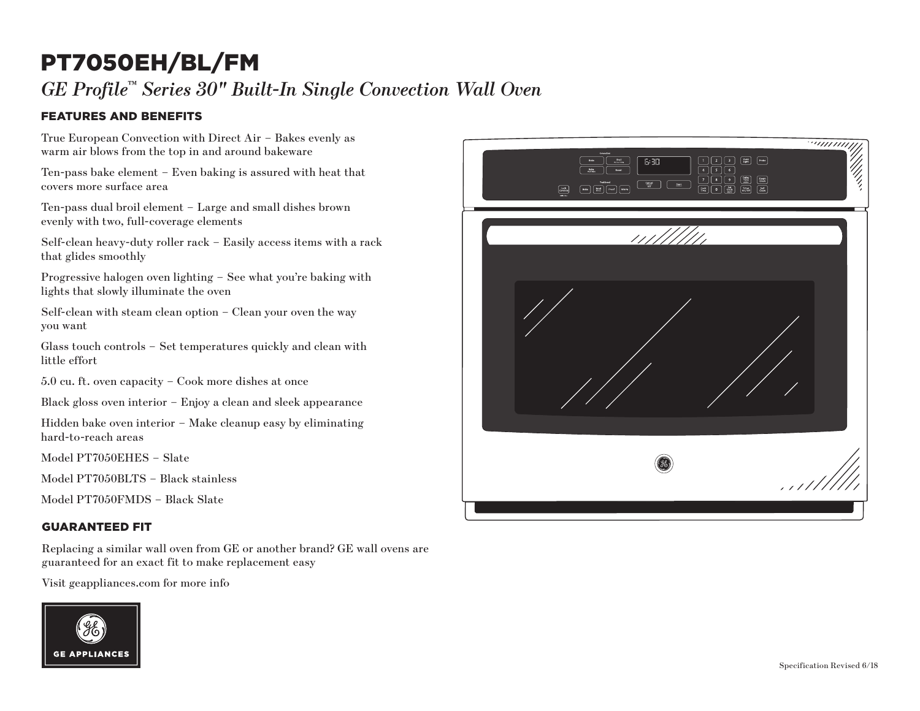# PT7050EH/BL/FM

*GE Profile™ Series 30" Built-In Single Convection Wall Oven*

## FEATURES AND BENEFITS

True European Convection with Direct Air – Bakes evenly as warm air blows from the top in and around bakeware

Ten-pass bake element – Even baking is assured with heat that covers more surface area

Ten-pass dual broil element – Large and small dishes brown evenly with two, full-coverage elements

Self-clean heavy-duty roller rack – Easily access items with a rack that glides smoothly

Progressive halogen oven lighting – See what you're baking with lights that slowly illuminate the oven

Self-clean with steam clean option – Clean your oven the way you want

Glass touch controls – Set temperatures quickly and clean with little effort

5.0 cu. ft. oven capacity – Cook more dishes at once

Black gloss oven interior – Enjoy a clean and sleek appearance

Hidden bake oven interior – Make cleanup easy by eliminating hard-to-reach areas

Model PT7050EHES – Slate

Model PT7050BLTS – Black stainless

Model PT7050FMDS – Black Slate

## GUARANTEED FIT

Replacing a similar wall oven from GE or another brand? GE wall ovens are guaranteed for an exact fit to make replacement easy

Visit geappliances.com for more info

GE APPLIANCES

Specification Revised 6/18